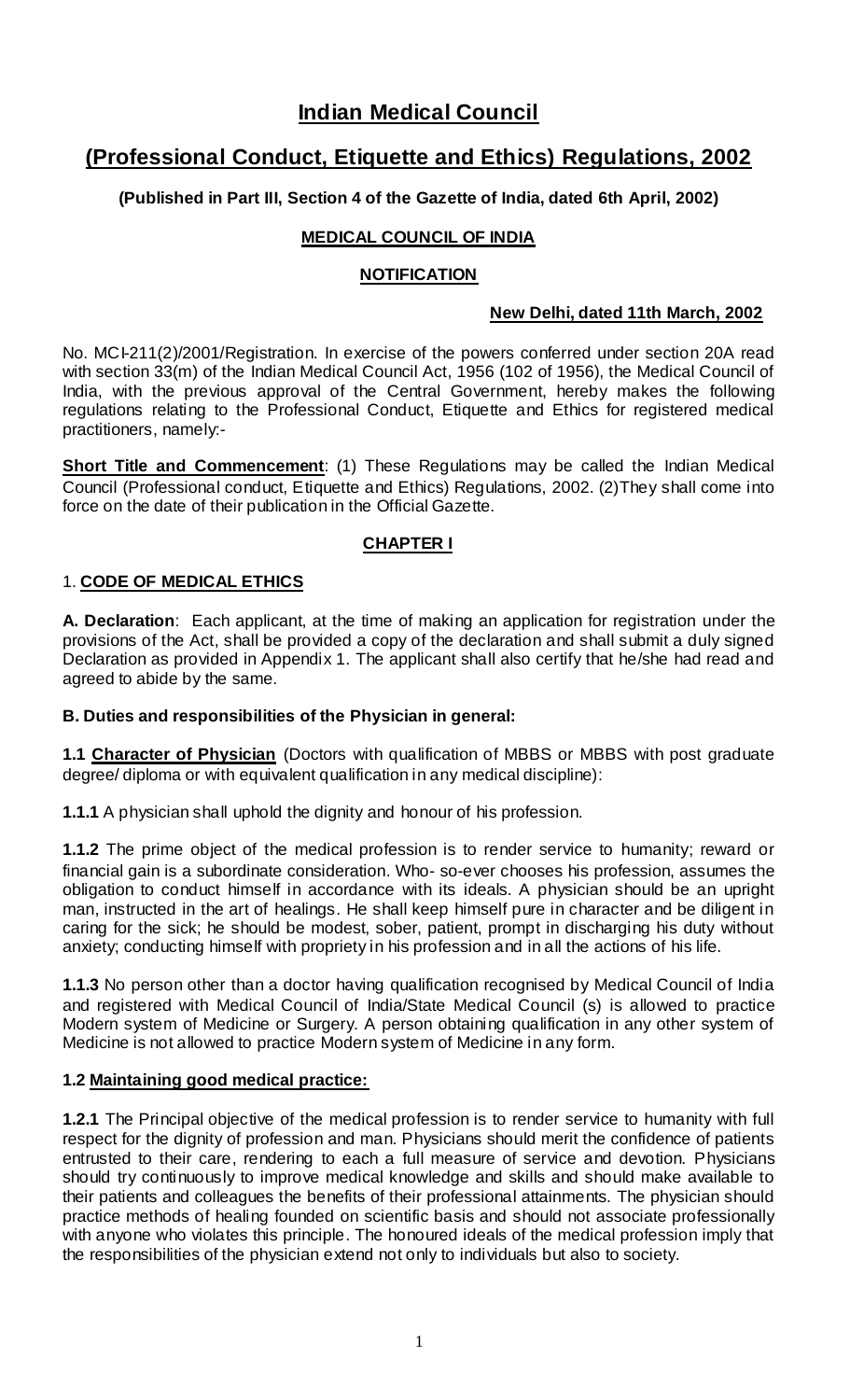# Indian Medical Council

# (Professional Conduct, Etiquette and Ethics) Regulations, 2002

**(Published in Part III, Section 4 of the Gazette of India, dated 6th April, 2002)**

**MEDICAL COUNCIL OF INDIA**

**NOTIFICATION**

**New Delhi, dated 11th March, 2002**

No. MCI-211(2)/2001/Registration. In exercise of the powers conferred under section 20A read with section 33(m) of the Indian Medical Council Act, 1956 (102 of 1956), the Medical Council of India, with the previous approval of the Central Government, hereby makes the following regulations relating to the Professional Conduct, Etiquette and Ethics for registered medical practitioners, namely:-

**Short Title and Commencement**: (1) These Regulations may be called the Indian Medical Council (Professional conduct, Etiquette and Ethics) Regulations, 2002. (2)They shall come into force on the date of their publication in the Official Gazette.

## CHAPTER I

### 1. CODE OF MEDICAL ETHICS

**A. Declaration**: Each applicant, at the time of making an application for registration under the provisions of the Act, shall be provided a copy of the declaration and shall submit a duly signed Declaration as provided in Appendix 1. The applicant shall also certify that he/she had read and agreed to abide by the same.

**B. Duties and responsibilities of the Physician in general:**

**1.1 Character of Physician** (Doctors with qualification of MBBS or MBBS with post graduate degree/ diploma or with equivalent qualification in any medical discipline):

**1.1.1** A physician shall uphold the dignity and honour of his profession.

**1.1.2** The prime object of the medical profession is to render service to humanity; reward or financial gain is a subordinate consideration. Who- so-ever chooses his profession, assumes the obligation to conduct himself in accordance with its ideals. A physician should be an upright man, instructed in the art of healings. He shall keep himself pure in character and be diligent in caring for the sick; he should be modest, sober, patient, prompt in discharging his duty without anxiety; conducting himself with propriety in his profession and in all the actions of his life.

**1.1.3** No person other than a doctor having qualification recognised by Medical Council of India and registered with Medical Council of India/State Medical Council (s) is allowed to practice Modern system of Medicine or Surgery. A person obtaining qualification in any other system of Medicine is not allowed to practice Modern system of Medicine in any form.

**1.2 Maintaining good medical practice:**

**1.2.1** The Principal objective of the medical profession is to render service to humanity with full respect for the dignity of profession and man. Physicians should merit the confidence of patients entrusted to their care, rendering to each a full measure of service and devotion. Physicians should try continuously to improve medical knowledge and skills and should make available to their patients and colleagues the benefits of their professional attainments. The physician should practice methods of healing founded on scientific basis and should not associate professionally with anyone who violates this principle. The honoured ideals of the medical profession imply that the responsibilities of the physician extend not only to individuals but also to society.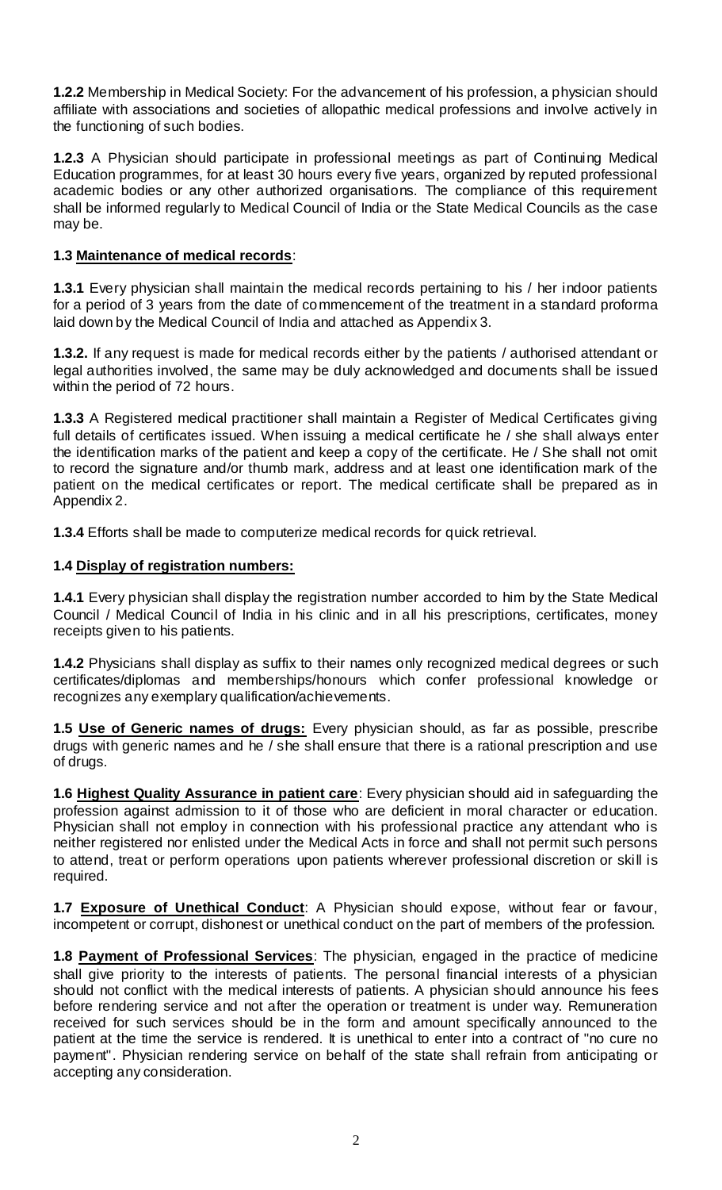**1.2.2** Membership in Medical Society: For the advancement of his profession, a physician should affiliate with associations and societies of allopathic medical professions and involve actively in the functioning of such bodies.

**1.2.3** A Physician should participate in professional meetings as part of Continuing Medical Education programmes, for at least 30 hours every five years, organized by reputed professional academic bodies or any other authorized organisations. The compliance of this requirement shall be informed regularly to Medical Council of India or the State Medical Councils as the case may be.

**1.3 Maintenance of medical records**:

**1.3.1** Every physician shall maintain the medical records pertaining to his / her indoor patients for a period of 3 years from the date of commencement of the treatment in a standard proforma laid down by the Medical Council of India and attached as Appendix 3.

**1.3.2.** If any request is made for medical records either by the patients / authorised attendant or legal authorities involved, the same may be duly acknowledged and documents shall be issued within the period of 72 hours.

**1.3.3** A Registered medical practitioner shall maintain a Register of Medical Certificates giving full details of certificates issued. When issuing a medical certificate he / she shall always enter the identification marks of the patient and keep a copy of the certificate. He / She shall not omit to record the signature and/or thumb mark, address and at least one identification mark of the patient on the medical certificates or report. The medical certificate shall be prepared as in Appendix 2.

**1.3.4** Efforts shall be made to computerize medical records for quick retrieval.

**1.4 Display of registration numbers:**

**1.4.1** Every physician shall display the registration number accorded to him by the State Medical Council / Medical Council of India in his clinic and in all his prescriptions, certificates, money receipts given to his patients.

**1.4.2** Physicians shall display as suffix to their names only recognized medical degrees or such certificates/diplomas and memberships/honours which confer professional knowledge or recognizes any exemplary qualification/achievements.

**1.5 Use of Generic names of drugs:** Every physician should, as far as possible, prescribe drugs with generic names and he / she shall ensure that there is a rational prescription and use of drugs.

**1.6 Highest Quality Assurance in patient care**: Every physician should aid in safeguarding the profession against admission to it of those who are deficient in moral character or education. Physician shall not employ in connection with his professional practice any attendant who is neither registered nor enlisted under the Medical Acts in force and shall not permit such persons to attend, treat or perform operations upon patients wherever professional discretion or skill is required.

**1.7 Exposure of Unethical Conduct**: A Physician should expose, without fear or favour, incompetent or corrupt, dishonest or unethical conduct on the part of members of the profession.

**1.8 Payment of Professional Services**: The physician, engaged in the practice of medicine shall give priority to the interests of patients. The personal financial interests of a physician should not conflict with the medical interests of patients. A physician should announce his fees before rendering service and not after the operation or treatment is under way. Remuneration received for such services should be in the form and amount specifically announced to the patient at the time the service is rendered. It is unethical to enter into a contract of "no cure no payment". Physician rendering service on behalf of the state shall refrain from anticipating or accepting any consideration.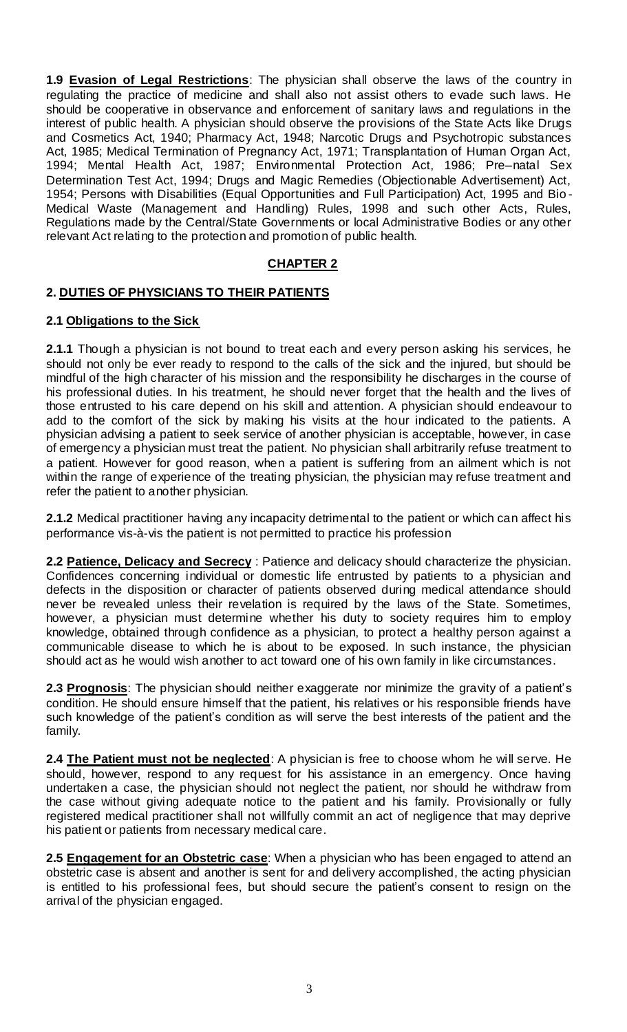**1.9 Evasion of Legal Restrictions**: The physician shall observe the laws of the country in regulating the practice of medicine and shall also not assist others to evade such laws. He should be cooperative in observance and enforcement of sanitary laws and regulations in the interest of public health. A physician should observe the provisions of the State Acts like Drugs and Cosmetics Act, 1940; Pharmacy Act, 1948; Narcotic Drugs and Psychotropic substances Act, 1985; Medical Termination of Pregnancy Act, 1971; Transplantation of Human Organ Act, 1994; Mental Health Act, 1987; Environmental Protection Act, 1986; Pre–natal Sex Determination Test Act, 1994; Drugs and Magic Remedies (Objectionable Advertisement) Act, 1954; Persons with Disabilities (Equal Opportunities and Full Participation) Act, 1995 and Bio-Medical Waste (Management and Handling) Rules, 1998 and such other Acts, Rules, Regulations made by the Central/State Governments or local Administrative Bodies or any other relevant Act relating to the protection and promotion of public health.

## CHAPTER 2

### 2. DUTIES OF PHYSICIANS TO THEIR PATIENTS

**2.1 Obligations to the Sick**

**2.1.1** Though a physician is not bound to treat each and every person asking his services, he should not only be ever ready to respond to the calls of the sick and the injured, but should be mindful of the high character of his mission and the responsibility he discharges in the course of his professional duties. In his treatment, he should never forget that the health and the lives of those entrusted to his care depend on his skill and attention. A physician should endeavour to add to the comfort of the sick by making his visits at the hour indicated to the patients. A physician advising a patient to seek service of another physician is acceptable, however, in case of emergency a physician must treat the patient. No physician shall arbitrarily refuse treatment to a patient. However for good reason, when a patient is suffering from an ailment which is not within the range of experience of the treating physician, the physician may refuse treatment and refer the patient to another physician.

**2.1.2** Medical practitioner having any incapacity detrimental to the patient or which can affect his performance vis-à-vis the patient is not permitted to practice his profession

**2.2 Patience, Delicacy and Secrecy** : Patience and delicacy should characterize the physician. Confidences concerning individual or domestic life entrusted by patients to a physician and defects in the disposition or character of patients observed during medical attendance should never be revealed unless their revelation is required by the laws of the State. Sometimes, however, a physician must determine whether his duty to society requires him to employ knowledge, obtained through confidence as a physician, to protect a healthy person against a communicable disease to which he is about to be exposed. In such instance, the physician should act as he would wish another to act toward one of his own family in like circumstances.

**2.3 Prognosis**: The physician should neither exaggerate nor minimize the gravity of a patient's condition. He should ensure himself that the patient, his relatives or his responsible friends have such knowledge of the patient's condition as will serve the best interests of the patient and the family.

**2.4 The Patient must not be neglected**: A physician is free to choose whom he will serve. He should, however, respond to any request for his assistance in an emergency. Once having undertaken a case, the physician should not neglect the patient, nor should he withdraw from the case without giving adequate notice to the patient and his family. Provisionally or fully registered medical practitioner shall not willfully commit an act of negligence that may deprive his patient or patients from necessary medical care.

**2.5 Engagement for an Obstetric case**: When a physician who has been engaged to attend an obstetric case is absent and another is sent for and delivery accomplished, the acting physician is entitled to his professional fees, but should secure the patient's consent to resign on the arrival of the physician engaged.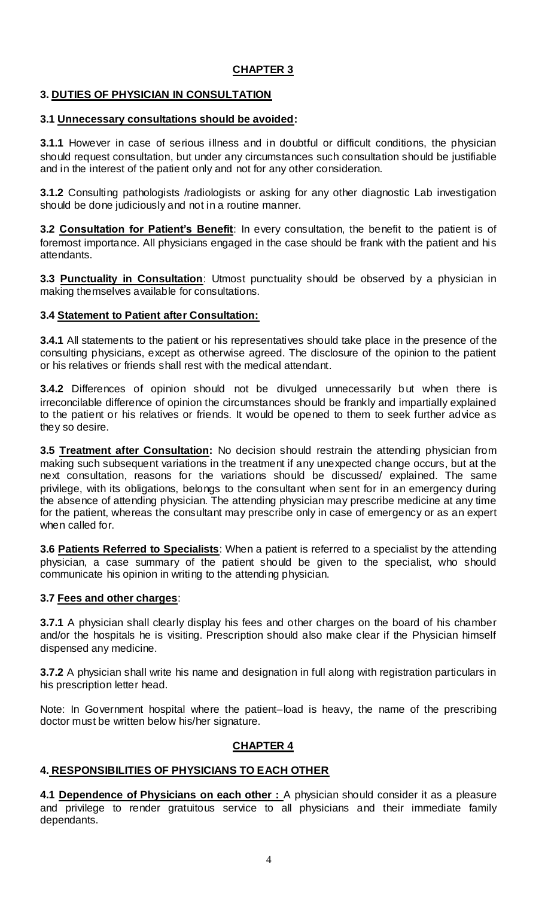## CHAPTER 3

### 3. DUTIES OF PHYSICIAN IN CONSULTATION

#### 3.1 Unnecessary consultations should be avoided:

**3.1.1** However in case of serious illness and in doubtful or difficult conditions, the physician should request consultation, but under any circumstances such consultation should be justifiable and in the interest of the patient only and not for any other consideration.

**3.1.2** Consulting pathologists /radiologists or asking for any other diagnostic Lab investigation should be done judiciously and not in a routine manner.

**3.2 Consultation for Patient's Benefit**: In every consultation, the benefit to the patient is of foremost importance. All physicians engaged in the case should be frank with the patient and his attendants.

**3.3 Punctuality in Consultation**: Utmost punctuality should be observed by a physician in making themselves available for consultations.

#### 3.4 Statement to Patient after Consultation:

**3.4.1** All statements to the patient or his representatives should take place in the presence of the consulting physicians, except as otherwise agreed. The disclosure of the opinion to the patient or his relatives or friends shall rest with the medical attendant.

**3.4.2** Differences of opinion should not be divulged unnecessarily but when there is irreconcilable difference of opinion the circumstances should be frankly and impartially explained to the patient or his relatives or friends. It would be opened to them to seek further advice as they so desire.

**3.5 Treatment after Consultation:** No decision should restrain the attending physician from making such subsequent variations in the treatment if any unexpected change occurs, but at the next consultation, reasons for the variations should be discussed/ explained. The same privilege, with its obligations, belongs to the consultant when sent for in an emergency during the absence of attending physician. The attending physician may prescribe medicine at any time for the patient, whereas the consultant may prescribe only in case of emergency or as an expert when called for.

**3.6 Patients Referred to Specialists**: When a patient is referred to a specialist by the attending physician, a case summary of the patient should be given to the specialist, who should communicate his opinion in writing to the attending physician.

#### 3.7 Fees and other charges:

**3.7.1** A physician shall clearly display his fees and other charges on the board of his chamber and/or the hospitals he is visiting. Prescription should also make clear if the Physician himself dispensed any medicine.

**3.7.2** A physician shall write his name and designation in full along with registration particulars in his prescription letter head.

Note: In Government hospital where the patient–load is heavy, the name of the prescribing doctor must be written below his/her signature.

## CHAPTER 4

### 4. RESPONSIBILITIES OF PHYSICIANS TO EACH OTHER

**4.1 Dependence of Physicians on each other :** A physician should consider it as a pleasure and privilege to render gratuitous service to all physicians and their immediate family dependants.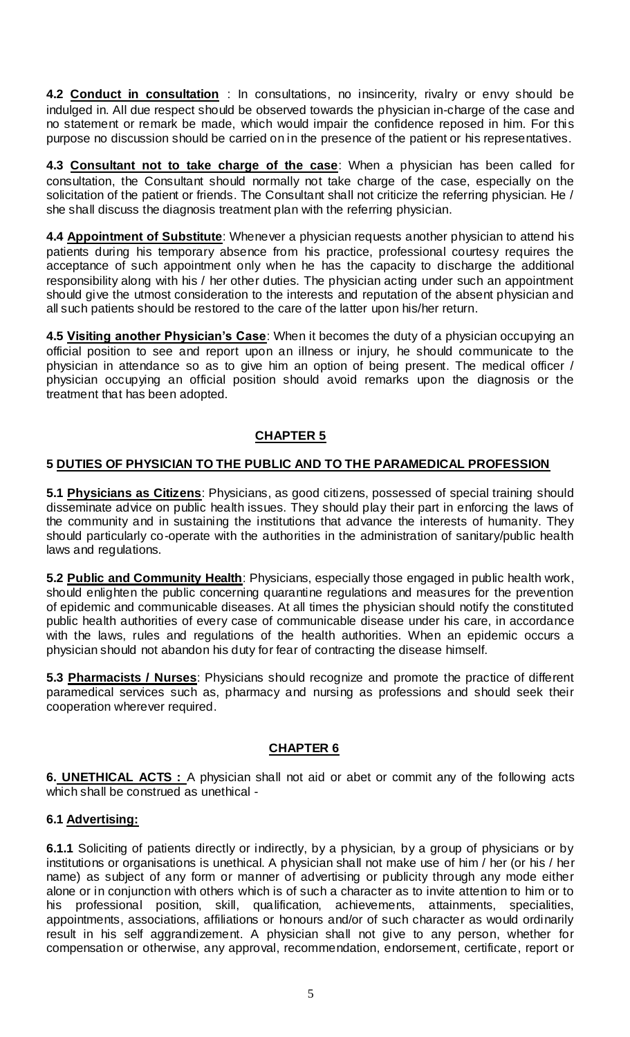**4.2 Conduct in consultation** : In consultations, no insincerity, rivalry or envy should be indulged in. All due respect should be observed towards the physician in-charge of the case and no statement or remark be made, which would impair the confidence reposed in him. For this purpose no discussion should be carried on in the presence of the patient or his representatives.

**4.3 Consultant not to take charge of the case**: When a physician has been called for consultation, the Consultant should normally not take charge of the case, especially on the solicitation of the patient or friends. The Consultant shall not criticize the referring physician. He / she shall discuss the diagnosis treatment plan with the referring physician.

**4.4 Appointment of Substitute**: Whenever a physician requests another physician to attend his patients during his temporary absence from his practice, professional courtesy requires the acceptance of such appointment only when he has the capacity to discharge the additional responsibility along with his / her other duties. The physician acting under such an appointment should give the utmost consideration to the interests and reputation of the absent physician and all such patients should be restored to the care of the latter upon his/her return.

**4.5 Visiting another Physician's Case**: When it becomes the duty of a physician occupying an official position to see and report upon an illness or injury, he should communicate to the physician in attendance so as to give him an option of being present. The medical officer / physician occupying an official position should avoid remarks upon the diagnosis or the treatment that has been adopted.

## CHAPTER 5

### 5 DUTIES OF PHYSICIAN TO THE PUBLIC AND TO THE PARAMEDICAL PROFESSION

**5.1 Physicians as Citizens**: Physicians, as good citizens, possessed of special training should disseminate advice on public health issues. They should play their part in enforcing the laws of the community and in sustaining the institutions that advance the interests of humanity. They should particularly co-operate with the authorities in the administration of sanitary/public health laws and regulations.

**5.2 Public and Community Health**: Physicians, especially those engaged in public health work, should enlighten the public concerning quarantine regulations and measures for the prevention of epidemic and communicable diseases. At all times the physician should notify the constituted public health authorities of every case of communicable disease under his care, in accordance with the laws, rules and regulations of the health authorities. When an epidemic occurs a physician should not abandon his duty for fear of contracting the disease himself.

**5.3 Pharmacists / Nurses**: Physicians should recognize and promote the practice of different paramedical services such as, pharmacy and nursing as professions and should seek their cooperation wherever required.

## CHAPTER 6

**6. UNETHICAL ACTS :** A physician shall not aid or abet or commit any of the following acts which shall be construed as unethical -

**6.1 Advertising:**

**6.1.1** Soliciting of patients directly or indirectly, by a physician, by a group of physicians or by institutions or organisations is unethical. A physician shall not make use of him / her (or his / her name) as subject of any form or manner of advertising or publicity through any mode either alone or in conjunction with others which is of such a character as to invite attention to him or to his professional position, skill, qualification, achievements, attainments, specialities, appointments, associations, affiliations or honours and/or of such character as would ordinarily result in his self aggrandizement. A physician shall not give to any person, whether for compensation or otherwise, any approval, recommendation, endorsement, certificate, report or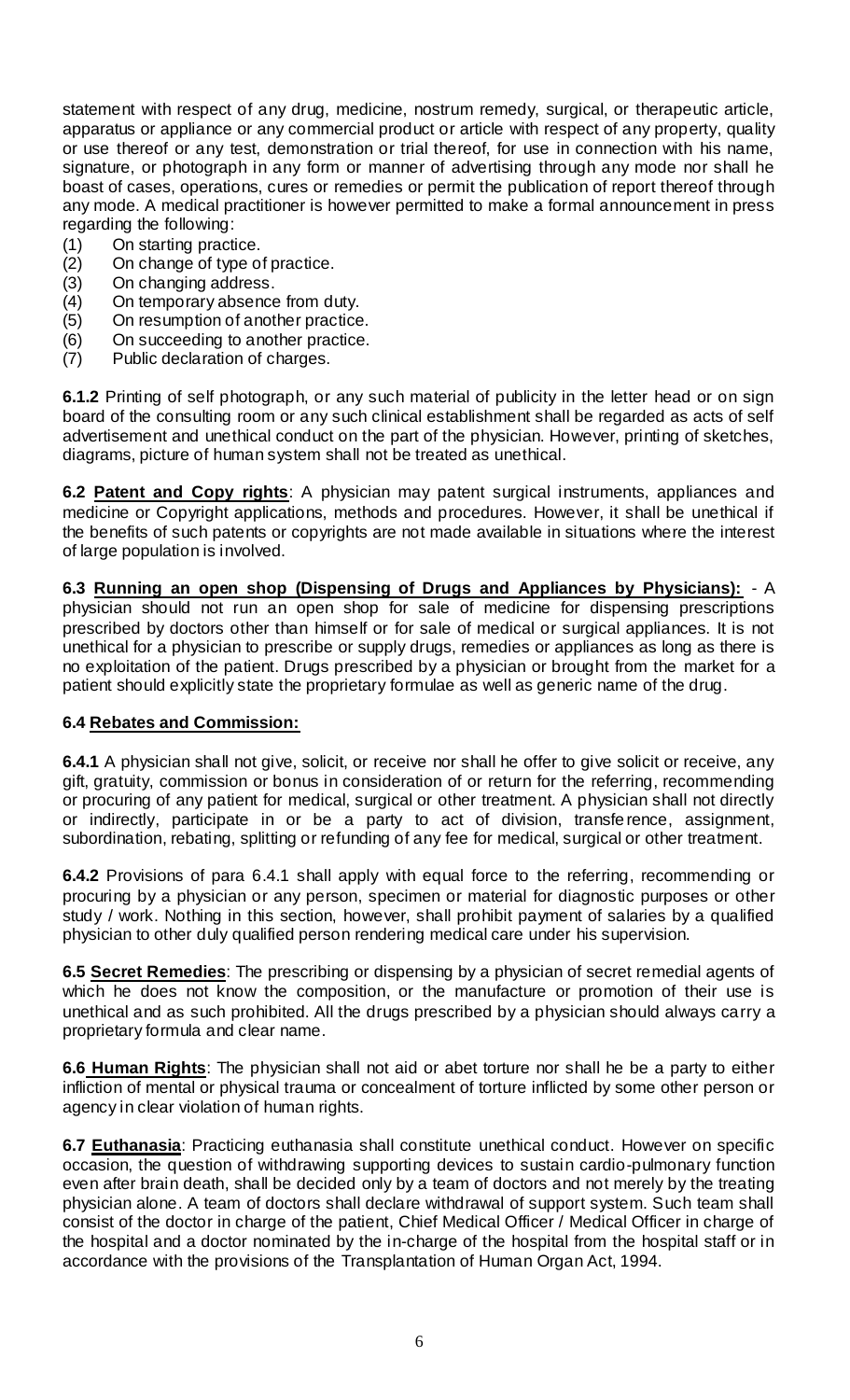statement with respect of any drug, medicine, nostrum remedy, surgical, or therapeutic article, apparatus or appliance or any commercial product or article with respect of any property, quality or use thereof or any test, demonstration or trial thereof, for use in connection with his name, signature, or photograph in any form or manner of advertising through any mode nor shall he boast of cases, operations, cures or remedies or permit the publication of report thereof through any mode. A medical practitioner is however permitted to make a formal announcement in press regarding the following:

(1) On starting practice.
(2) On change of type of practice.
(3) On changing address.
(4) On temporary absence from duty.
(5) On resumption of another practice.
(6) On succeeding to another practice.
(7) Public declaration of charges.

**6.1.2** Printing of self photograph, or any such material of publicity in the letter head or on sign board of the consulting room or any such clinical establishment shall be regarded as acts of self advertisement and unethical conduct on the part of the physician. However, printing of sketches, diagrams, picture of human system shall not be treated as unethical.

**6.2 <u>Patent and Copy rights</u>**: A physician may patent surgical instruments, appliances and medicine or Copyright applications, methods and procedures. However, it shall be unethical if the benefits of such patents or copyrights are not made available in situations where the interest of large population is involved.

**6.3 <u>Running an open shop (Dispensing of Drugs and Appliances by Physicians):</u>** - A physician should not run an open shop for sale of medicine for dispensing prescriptions prescribed by doctors other than himself or for sale of medical or surgical appliances. It is not unethical for a physician to prescribe or supply drugs, remedies or appliances as long as there is no exploitation of the patient. Drugs prescribed by a physician or brought from the market for a patient should explicitly state the proprietary formulae as well as generic name of the drug.

**6.4 <u>Rebates and Commission:</u>**

**6.4.1** A physician shall not give, solicit, or receive nor shall he offer to give solicit or receive, any gift, gratuity, commission or bonus in consideration of or return for the referring, recommending or procuring of any patient for medical, surgical or other treatment. A physician shall not directly or indirectly, participate in or be a party to act of division, transference, assignment, subordination, rebating, splitting or refunding of any fee for medical, surgical or other treatment.

**6.4.2** Provisions of para 6.4.1 shall apply with equal force to the referring, recommending or procuring by a physician or any person, specimen or material for diagnostic purposes or other study / work. Nothing in this section, however, shall prohibit payment of salaries by a qualified physician to other duly qualified person rendering medical care under his supervision.

**6.5 <u>Secret Remedies</u>**: The prescribing or dispensing by a physician of secret remedial agents of which he does not know the composition, or the manufacture or promotion of their use is unethical and as such prohibited. All the drugs prescribed by a physician should always carry a proprietary formula and clear name.

**6.6 <u>Human Rights</u>**: The physician shall not aid or abet torture nor shall he be a party to either infliction of mental or physical trauma or concealment of torture inflicted by some other person or agency in clear violation of human rights.

**6.7 <u>Euthanasia</u>**: Practicing euthanasia shall constitute unethical conduct. However on specific occasion, the question of withdrawing supporting devices to sustain cardio-pulmonary function even after brain death, shall be decided only by a team of doctors and not merely by the treating physician alone. A team of doctors shall declare withdrawal of support system. Such team shall consist of the doctor in charge of the patient, Chief Medical Officer / Medical Officer in charge of the hospital and a doctor nominated by the in-charge of the hospital from the hospital staff or in accordance with the provisions of the Transplantation of Human Organ Act, 1994.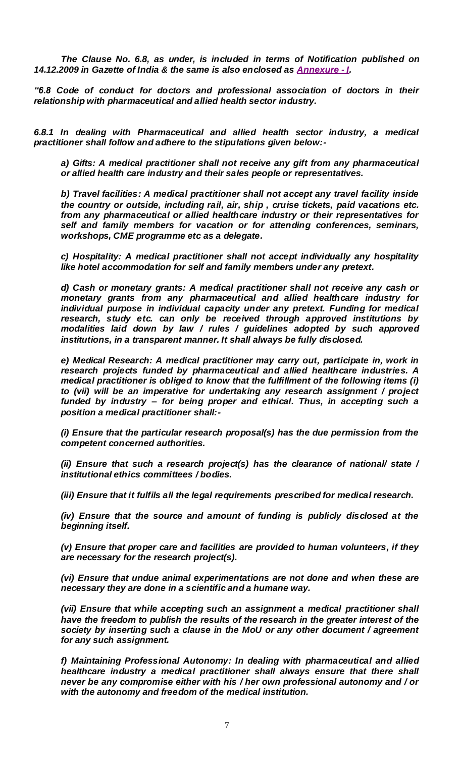***The Clause No. 6.8, as under, is included in terms of Notification published on 14.12.2009 in Gazette of India & the same is also enclosed as Annexure - I.***

***"6.8 Code of conduct for doctors and professional association of doctors in their relationship with pharmaceutical and allied health sector industry.***

***6.8.1 In dealing with Pharmaceutical and allied health sector industry, a medical practitioner shall follow and adhere to the stipulations given below:-***

***a) Gifts: A medical practitioner shall not receive any gift from any pharmaceutical or allied health care industry and their sales people or representatives.***

***b) Travel facilities: A medical practitioner shall not accept any travel facility inside the country or outside, including rail, air, ship , cruise tickets, paid vacations etc. from any pharmaceutical or allied healthcare industry or their representatives for self and family members for vacation or for attending conferences, seminars, workshops, CME programme etc as a delegate.***

***c) Hospitality: A medical practitioner shall not accept individually any hospitality like hotel accommodation for self and family members under any pretext.***

***d) Cash or monetary grants: A medical practitioner shall not receive any cash or monetary grants from any pharmaceutical and allied healthcare industry for individual purpose in individual capacity under any pretext. Funding for medical research, study etc. can only be received through approved institutions by modalities laid down by law / rules / guidelines adopted by such approved institutions, in a transparent manner. It shall always be fully disclosed.***

***e) Medical Research: A medical practitioner may carry out, participate in, work in research projects funded by pharmaceutical and allied healthcare industries. A medical practitioner is obliged to know that the fulfillment of the following items (i) to (vii) will be an imperative for undertaking any research assignment / project funded by industry – for being proper and ethical. Thus, in accepting such a position a medical practitioner shall:-***

***(i) Ensure that the particular research proposal(s) has the due permission from the competent concerned authorities.***

***(ii) Ensure that such a research project(s) has the clearance of national/ state / institutional ethics committees / bodies.***

***(iii) Ensure that it fulfils all the legal requirements prescribed for medical research.***

***(iv) Ensure that the source and amount of funding is publicly disclosed at the beginning itself.***

***(v) Ensure that proper care and facilities are provided to human volunteers, if they are necessary for the research project(s).***

***(vi) Ensure that undue animal experimentations are not done and when these are necessary they are done in a scientific and a humane way.***

***(vii) Ensure that while accepting such an assignment a medical practitioner shall have the freedom to publish the results of the research in the greater interest of the society by inserting such a clause in the MoU or any other document / agreement for any such assignment.***

***f) Maintaining Professional Autonomy: In dealing with pharmaceutical and allied healthcare industry a medical practitioner shall always ensure that there shall never be any compromise either with his / her own professional autonomy and / or with the autonomy and freedom of the medical institution.***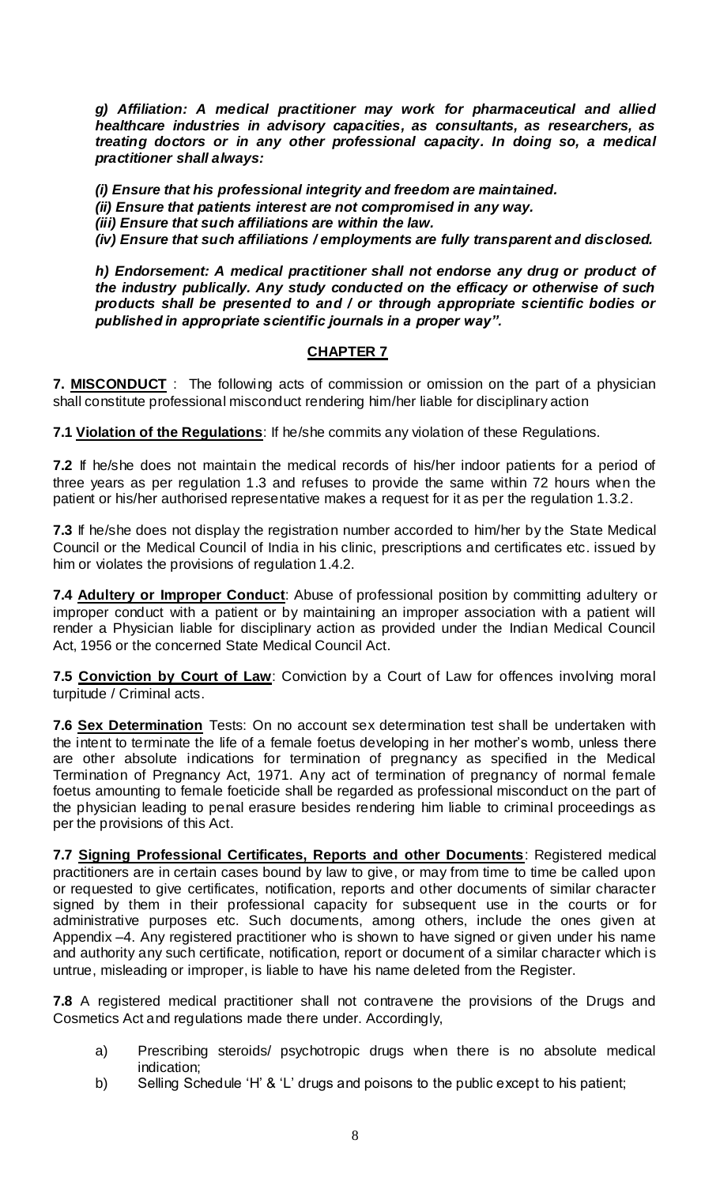***g) Affiliation: A medical practitioner may work for pharmaceutical and allied healthcare industries in advisory capacities, as consultants, as researchers, as treating doctors or in any other professional capacity. In doing so, a medical practitioner shall always:***

***(i) Ensure that his professional integrity and freedom are maintained.***
***(ii) Ensure that patients interest are not compromised in any way.***
***(iii) Ensure that such affiliations are within the law.***
***(iv) Ensure that such affiliations / employments are fully transparent and disclosed.***

***h) Endorsement: A medical practitioner shall not endorse any drug or product of the industry publically. Any study conducted on the efficacy or otherwise of such products shall be presented to and / or through appropriate scientific bodies or published in appropriate scientific journals in a proper way".***

## CHAPTER 7

**7. MISCONDUCT** : The following acts of commission or omission on the part of a physician shall constitute professional misconduct rendering him/her liable for disciplinary action

**7.1 Violation of the Regulations**: If he/she commits any violation of these Regulations.

**7.2** If he/she does not maintain the medical records of his/her indoor patients for a period of three years as per regulation 1.3 and refuses to provide the same within 72 hours when the patient or his/her authorised representative makes a request for it as per the regulation 1.3.2.

**7.3** If he/she does not display the registration number accorded to him/her by the State Medical Council or the Medical Council of India in his clinic, prescriptions and certificates etc. issued by him or violates the provisions of regulation 1.4.2.

**7.4 Adultery or Improper Conduct**: Abuse of professional position by committing adultery or improper conduct with a patient or by maintaining an improper association with a patient will render a Physician liable for disciplinary action as provided under the Indian Medical Council Act, 1956 or the concerned State Medical Council Act.

**7.5 Conviction by Court of Law**: Conviction by a Court of Law for offences involving moral turpitude / Criminal acts.

**7.6 Sex Determination** Tests: On no account sex determination test shall be undertaken with the intent to terminate the life of a female foetus developing in her mother's womb, unless there are other absolute indications for termination of pregnancy as specified in the Medical Termination of Pregnancy Act, 1971. Any act of termination of pregnancy of normal female foetus amounting to female foeticide shall be regarded as professional misconduct on the part of the physician leading to penal erasure besides rendering him liable to criminal proceedings as per the provisions of this Act.

**7.7 Signing Professional Certificates, Reports and other Documents**: Registered medical practitioners are in certain cases bound by law to give, or may from time to time be called upon or requested to give certificates, notification, reports and other documents of similar character signed by them in their professional capacity for subsequent use in the courts or for administrative purposes etc. Such documents, among others, include the ones given at Appendix –4. Any registered practitioner who is shown to have signed or given under his name and authority any such certificate, notification, report or document of a similar character which is untrue, misleading or improper, is liable to have his name deleted from the Register.

**7.8** A registered medical practitioner shall not contravene the provisions of the Drugs and Cosmetics Act and regulations made there under. Accordingly,

a) Prescribing steroids/ psychotropic drugs when there is no absolute medical indication;
b) Selling Schedule 'H' & 'L' drugs and poisons to the public except to his patient;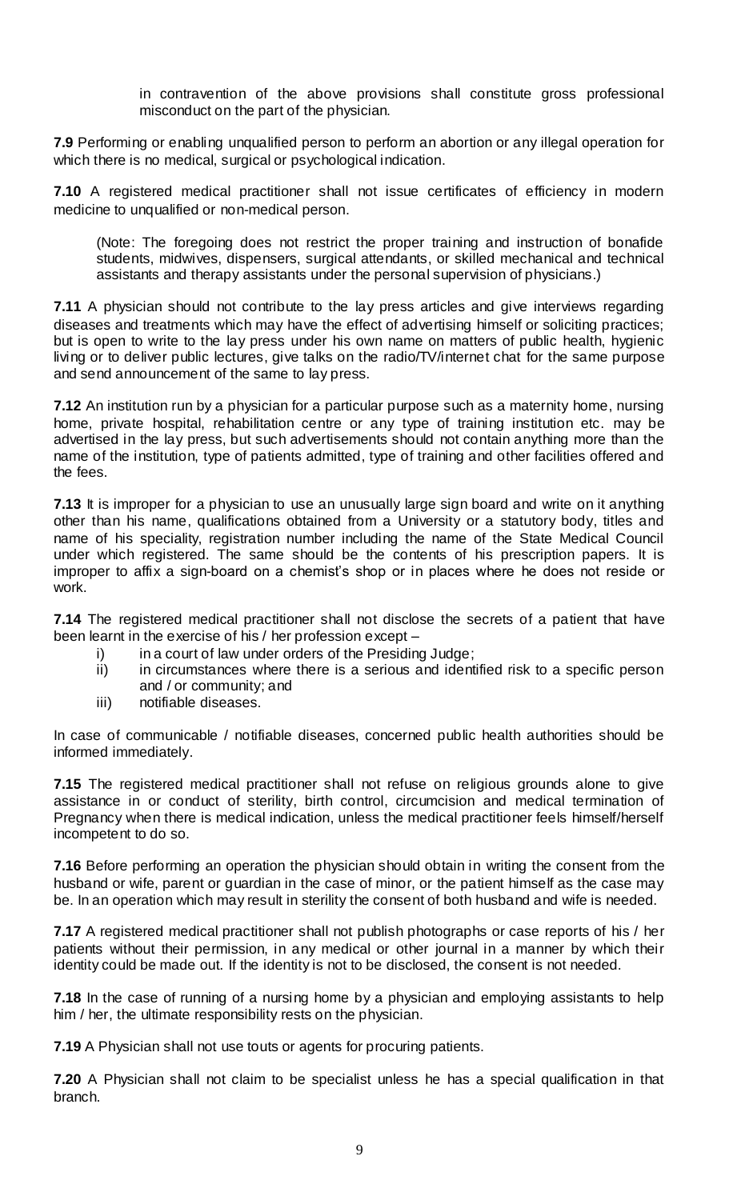in contravention of the above provisions shall constitute gross professional misconduct on the part of the physician.

**7.9** Performing or enabling unqualified person to perform an abortion or any illegal operation for which there is no medical, surgical or psychological indication.

**7.10** A registered medical practitioner shall not issue certificates of efficiency in modern medicine to unqualified or non-medical person.

(Note: The foregoing does not restrict the proper training and instruction of bonafide students, midwives, dispensers, surgical attendants, or skilled mechanical and technical assistants and therapy assistants under the personal supervision of physicians.)

**7.11** A physician should not contribute to the lay press articles and give interviews regarding diseases and treatments which may have the effect of advertising himself or soliciting practices; but is open to write to the lay press under his own name on matters of public health, hygienic living or to deliver public lectures, give talks on the radio/TV/internet chat for the same purpose and send announcement of the same to lay press.

**7.12** An institution run by a physician for a particular purpose such as a maternity home, nursing home, private hospital, rehabilitation centre or any type of training institution etc. may be advertised in the lay press, but such advertisements should not contain anything more than the name of the institution, type of patients admitted, type of training and other facilities offered and the fees.

**7.13** It is improper for a physician to use an unusually large sign board and write on it anything other than his name, qualifications obtained from a University or a statutory body, titles and name of his speciality, registration number including the name of the State Medical Council under which registered. The same should be the contents of his prescription papers. It is improper to affix a sign-board on a chemist's shop or in places where he does not reside or work.

**7.14** The registered medical practitioner shall not disclose the secrets of a patient that have been learnt in the exercise of his / her profession except –

i) in a court of law under orders of the Presiding Judge;
ii) in circumstances where there is a serious and identified risk to a specific person and / or community; and
iii) notifiable diseases.

In case of communicable / notifiable diseases, concerned public health authorities should be informed immediately.

**7.15** The registered medical practitioner shall not refuse on religious grounds alone to give assistance in or conduct of sterility, birth control, circumcision and medical termination of Pregnancy when there is medical indication, unless the medical practitioner feels himself/herself incompetent to do so.

**7.16** Before performing an operation the physician should obtain in writing the consent from the husband or wife, parent or guardian in the case of minor, or the patient himself as the case may be. In an operation which may result in sterility the consent of both husband and wife is needed.

**7.17** A registered medical practitioner shall not publish photographs or case reports of his / her patients without their permission, in any medical or other journal in a manner by which their identity could be made out. If the identity is not to be disclosed, the consent is not needed.

**7.18** In the case of running of a nursing home by a physician and employing assistants to help him / her, the ultimate responsibility rests on the physician.

**7.19** A Physician shall not use touts or agents for procuring patients.

**7.20** A Physician shall not claim to be specialist unless he has a special qualification in that branch.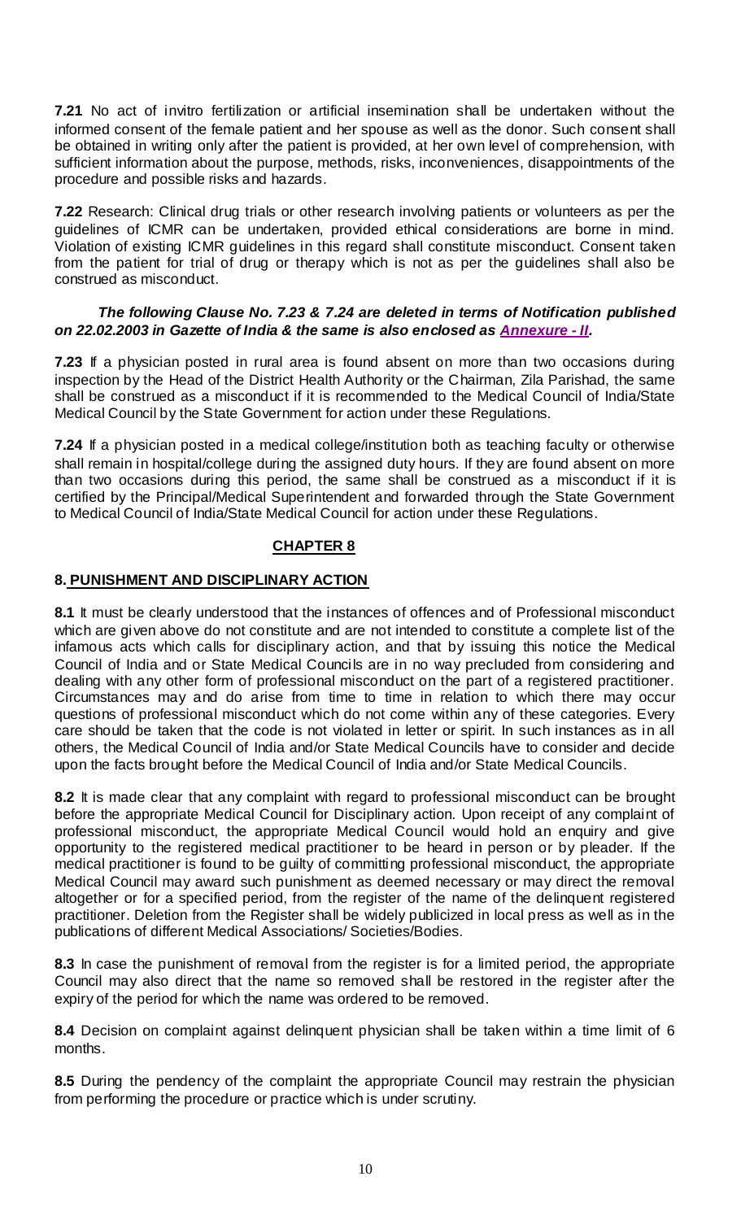**7.21** No act of invitro fertilization or artificial insemination shall be undertaken without the informed consent of the female patient and her spouse as well as the donor. Such consent shall be obtained in writing only after the patient is provided, at her own level of comprehension, with sufficient information about the purpose, methods, risks, inconveniences, disappointments of the procedure and possible risks and hazards.

**7.22** Research: Clinical drug trials or other research involving patients or volunteers as per the guidelines of ICMR can be undertaken, provided ethical considerations are borne in mind. Violation of existing ICMR guidelines in this regard shall constitute misconduct. Consent taken from the patient for trial of drug or therapy which is not as per the guidelines shall also be construed as misconduct.

***The following Clause No. 7.23 & 7.24 are deleted in terms of Notification published on 22.02.2003 in Gazette of India & the same is also enclosed as Annexure - II.***

**7.23** If a physician posted in rural area is found absent on more than two occasions during inspection by the Head of the District Health Authority or the Chairman, Zila Parishad, the same shall be construed as a misconduct if it is recommended to the Medical Council of India/State Medical Council by the State Government for action under these Regulations.

**7.24** If a physician posted in a medical college/institution both as teaching faculty or otherwise shall remain in hospital/college during the assigned duty hours. If they are found absent on more than two occasions during this period, the same shall be construed as a misconduct if it is certified by the Principal/Medical Superintendent and forwarded through the State Government to Medical Council of India/State Medical Council for action under these Regulations.

## CHAPTER 8

### 8. PUNISHMENT AND DISCIPLINARY ACTION

**8.1** It must be clearly understood that the instances of offences and of Professional misconduct which are given above do not constitute and are not intended to constitute a complete list of the infamous acts which calls for disciplinary action, and that by issuing this notice the Medical Council of India and or State Medical Councils are in no way precluded from considering and dealing with any other form of professional misconduct on the part of a registered practitioner. Circumstances may and do arise from time to time in relation to which there may occur questions of professional misconduct which do not come within any of these categories. Every care should be taken that the code is not violated in letter or spirit. In such instances as in all others, the Medical Council of India and/or State Medical Councils have to consider and decide upon the facts brought before the Medical Council of India and/or State Medical Councils.

**8.2** It is made clear that any complaint with regard to professional misconduct can be brought before the appropriate Medical Council for Disciplinary action. Upon receipt of any complaint of professional misconduct, the appropriate Medical Council would hold an enquiry and give opportunity to the registered medical practitioner to be heard in person or by pleader. If the medical practitioner is found to be guilty of committing professional misconduct, the appropriate Medical Council may award such punishment as deemed necessary or may direct the removal altogether or for a specified period, from the register of the name of the delinquent registered practitioner. Deletion from the Register shall be widely publicized in local press as well as in the publications of different Medical Associations/ Societies/Bodies.

**8.3** In case the punishment of removal from the register is for a limited period, the appropriate Council may also direct that the name so removed shall be restored in the register after the expiry of the period for which the name was ordered to be removed.

**8.4** Decision on complaint against delinquent physician shall be taken within a time limit of 6 months.

**8.5** During the pendency of the complaint the appropriate Council may restrain the physician from performing the procedure or practice which is under scrutiny.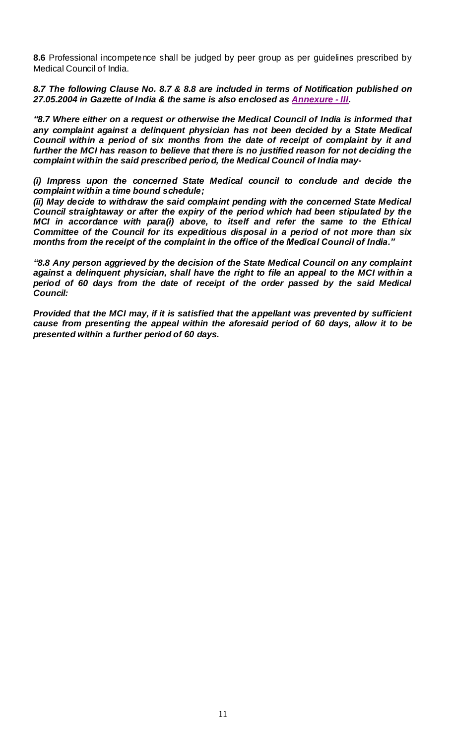**8.6** Professional incompetence shall be judged by peer group as per guidelines prescribed by Medical Council of India.

***8.7 The following Clause No. 8.7 & 8.8 are included in terms of Notification published on 27.05.2004 in Gazette of India & the same is also enclosed as Annexure - III.***

***"8.7 Where either on a request or otherwise the Medical Council of India is informed that any complaint against a delinquent physician has not been decided by a State Medical Council within a period of six months from the date of receipt of complaint by it and further the MCI has reason to believe that there is no justified reason for not deciding the complaint within the said prescribed period, the Medical Council of India may-***

***(i) Impress upon the concerned State Medical council to conclude and decide the complaint within a time bound schedule;***

***(ii) May decide to withdraw the said complaint pending with the concerned State Medical Council straightaway or after the expiry of the period which had been stipulated by the MCI in accordance with para(i) above, to itself and refer the same to the Ethical Committee of the Council for its expeditious disposal in a period of not more than six months from the receipt of the complaint in the office of the Medical Council of India."***

***"8.8 Any person aggrieved by the decision of the State Medical Council on any complaint against a delinquent physician, shall have the right to file an appeal to the MCI within a period of 60 days from the date of receipt of the order passed by the said Medical Council:***

***Provided that the MCI may, if it is satisfied that the appellant was prevented by sufficient cause from presenting the appeal within the aforesaid period of 60 days, allow it to be presented within a further period of 60 days.***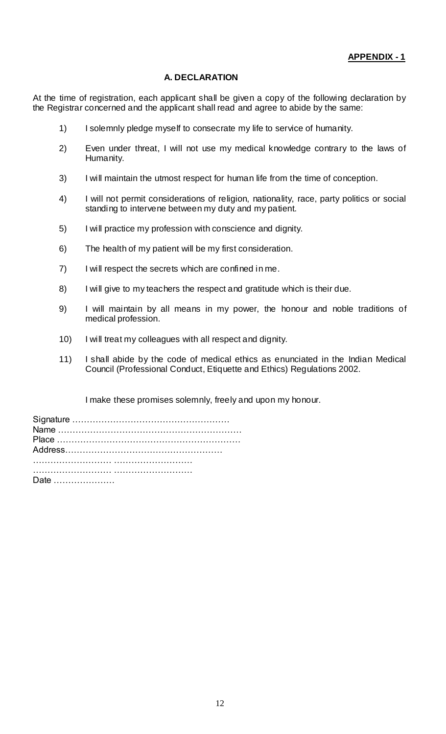**APPENDIX - 1**

### A. DECLARATION

At the time of registration, each applicant shall be given a copy of the following declaration by the Registrar concerned and the applicant shall read and agree to abide by the same:

1) I solemnly pledge myself to consecrate my life to service of humanity.

2) Even under threat, I will not use my medical knowledge contrary to the laws of Humanity.

3) I will maintain the utmost respect for human life from the time of conception.

4) I will not permit considerations of religion, nationality, race, party politics or social standing to intervene between my duty and my patient.

5) I will practice my profession with conscience and dignity.

6) The health of my patient will be my first consideration.

7) I will respect the secrets which are confined in me.

8) I will give to my teachers the respect and gratitude which is their due.

9) I will maintain by all means in my power, the honour and noble traditions of medical profession.

10) I will treat my colleagues with all respect and dignity.

11) I shall abide by the code of medical ethics as enunciated in the Indian Medical Council (Professional Conduct, Etiquette and Ethics) Regulations 2002.

I make these promises solemnly, freely and upon my honour.

Signature ……………………………………………

Name ………………………………………………………

Place ………………………………………………………

Address……………………………………………

…………………… ……………………

…………………… ……………………

Date …………………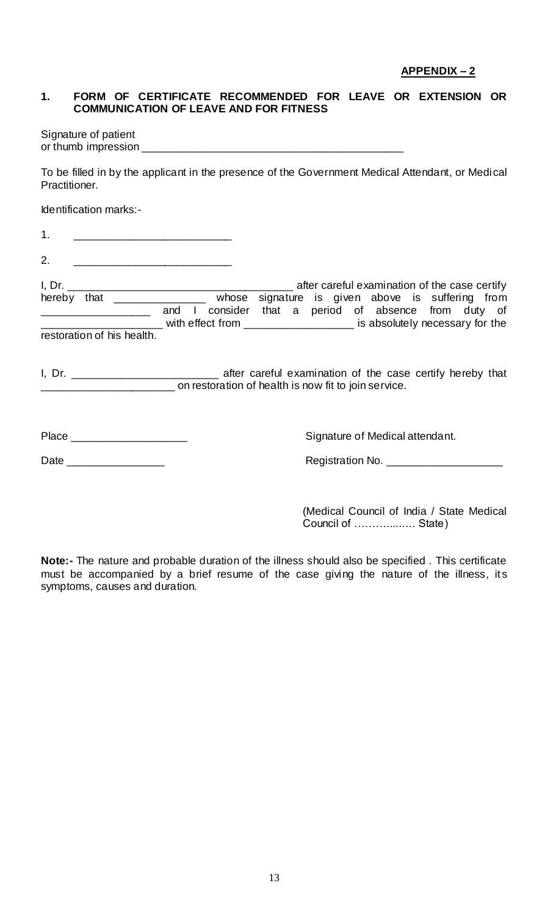**APPENDIX – 2**

## 1. FORM OF CERTIFICATE RECOMMENDED FOR LEAVE OR EXTENSION OR COMMUNICATION OF LEAVE AND FOR FITNESS

Signature of patient
or thumb impression ___________________________________________

To be filled in by the applicant in the presence of the Government Medical Attendant, or Medical Practitioner.

Identification marks:-

1. __________________________

2. __________________________

I, Dr. _____________________________________ after careful examination of the case certify hereby that _______________ whose signature is given above is suffering from __________________ and I consider that a period of absence from duty of ____________________ with effect from __________________ is absolutely necessary for the restoration of his health.

I, Dr. ________________________ after careful examination of the case certify hereby that ______________________ on restoration of health is now fit to join service.

Place ___________________

Date ________________

Signature of Medical attendant.

Registration No. ___________________

(Medical Council of India / State Medical Council of …………...…. State)

**Note:-** The nature and probable duration of the illness should also be specified . This certificate must be accompanied by a brief resume of the case giving the nature of the illness, its symptoms, causes and duration.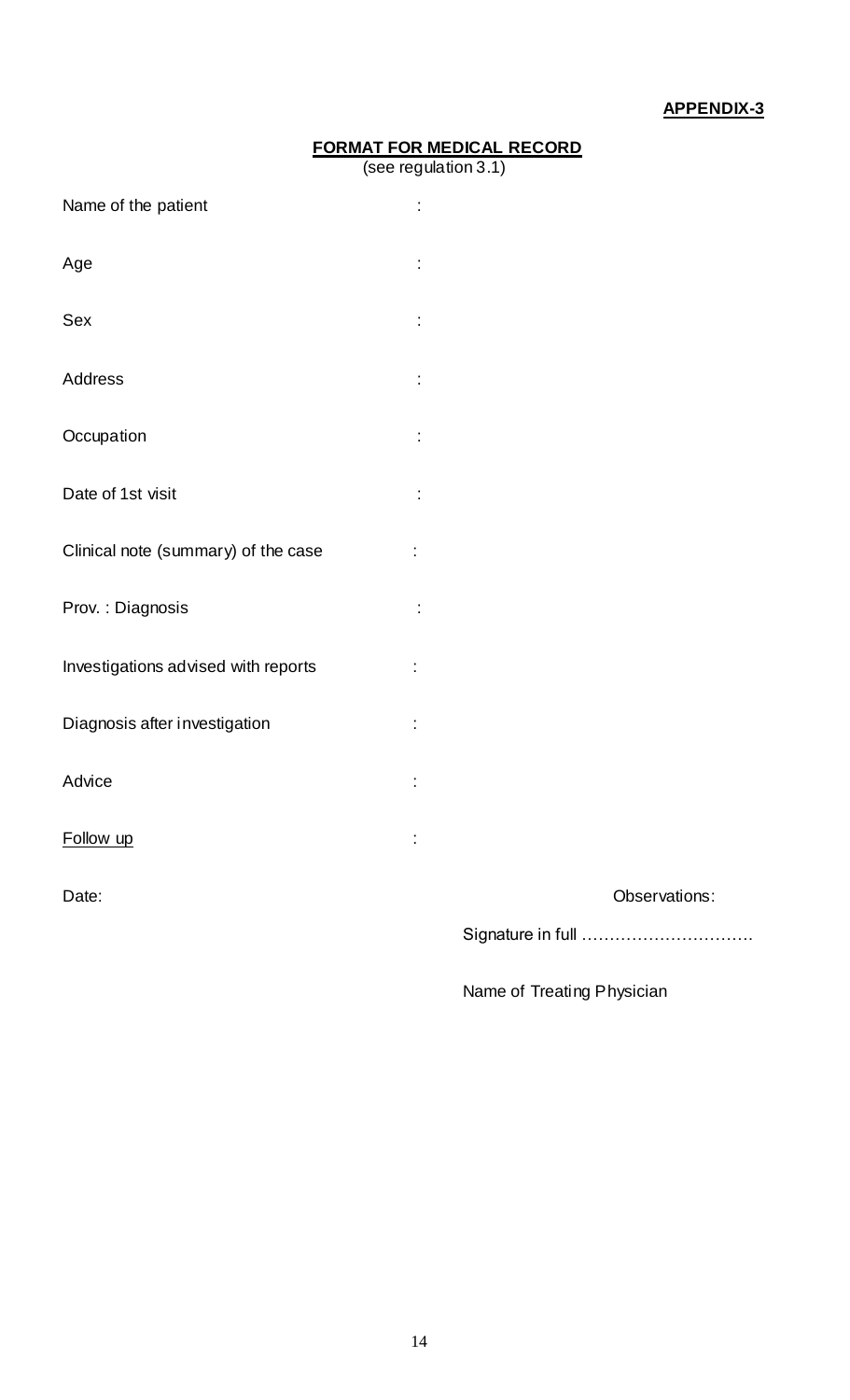**APPENDIX-3**

**FORMAT FOR MEDICAL RECORD**
(see regulation 3.1)

Name of the patient :

Age :

Sex :

Address :

Occupation :

Date of 1st visit :

Clinical note (summary) of the case :

Prov. : Diagnosis :

Investigations advised with reports :

Diagnosis after investigation :

Advice :

Follow up :

Date: Observations:

Signature in full …………………………

Name of Treating Physician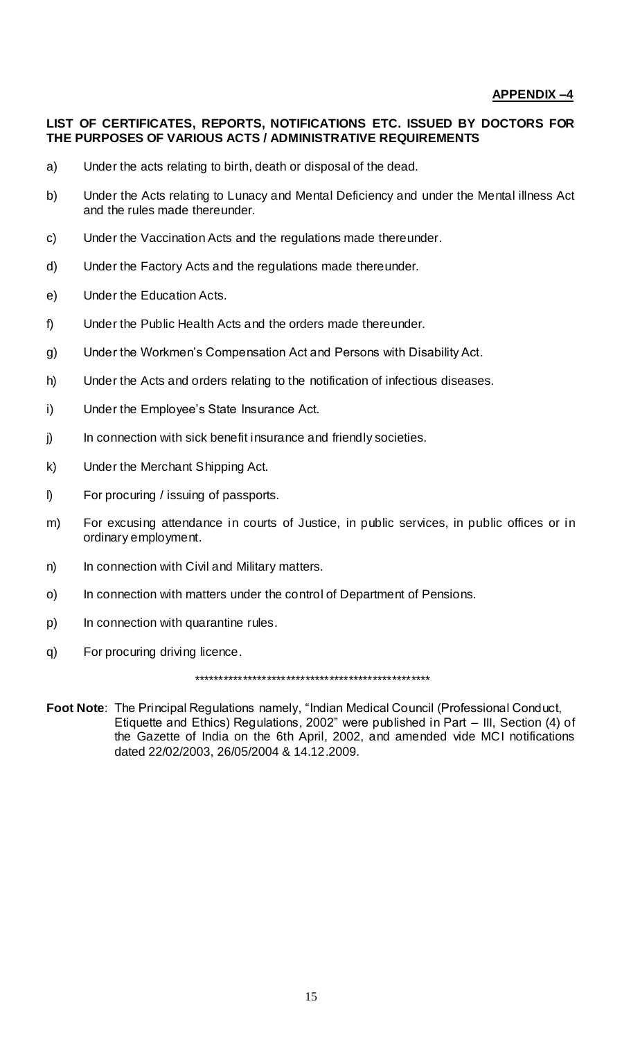**APPENDIX –4**

**LIST OF CERTIFICATES, REPORTS, NOTIFICATIONS ETC. ISSUED BY DOCTORS FOR THE PURPOSES OF VARIOUS ACTS / ADMINISTRATIVE REQUIREMENTS**

a) Under the acts relating to birth, death or disposal of the dead.

b) Under the Acts relating to Lunacy and Mental Deficiency and under the Mental illness Act and the rules made thereunder.

c) Under the Vaccination Acts and the regulations made thereunder.

d) Under the Factory Acts and the regulations made thereunder.

e) Under the Education Acts.

f) Under the Public Health Acts and the orders made thereunder.

g) Under the Workmen's Compensation Act and Persons with Disability Act.

h) Under the Acts and orders relating to the notification of infectious diseases.

i) Under the Employee's State Insurance Act.

j) In connection with sick benefit insurance and friendly societies.

k) Under the Merchant Shipping Act.

l) For procuring / issuing of passports.

m) For excusing attendance in courts of Justice, in public services, in public offices or in ordinary employment.

n) In connection with Civil and Military matters.

o) In connection with matters under the control of Department of Pensions.

p) In connection with quarantine rules.

q) For procuring driving licence.

\*\*\*\*\*\*\*\*\*\*\*\*\*\*\*\*\*\*\*\*\*\*\*\*\*\*\*\*\*\*\*\*\*\*\*\*\*\*\*\*\*\*\*\*\*\*\*\*

**Foot Note**: The Principal Regulations namely, "Indian Medical Council (Professional Conduct, Etiquette and Ethics) Regulations, 2002" were published in Part – III, Section (4) of the Gazette of India on the 6th April, 2002, and amended vide MCI notifications dated 22/02/2003, 26/05/2004 & 14.12.2009.